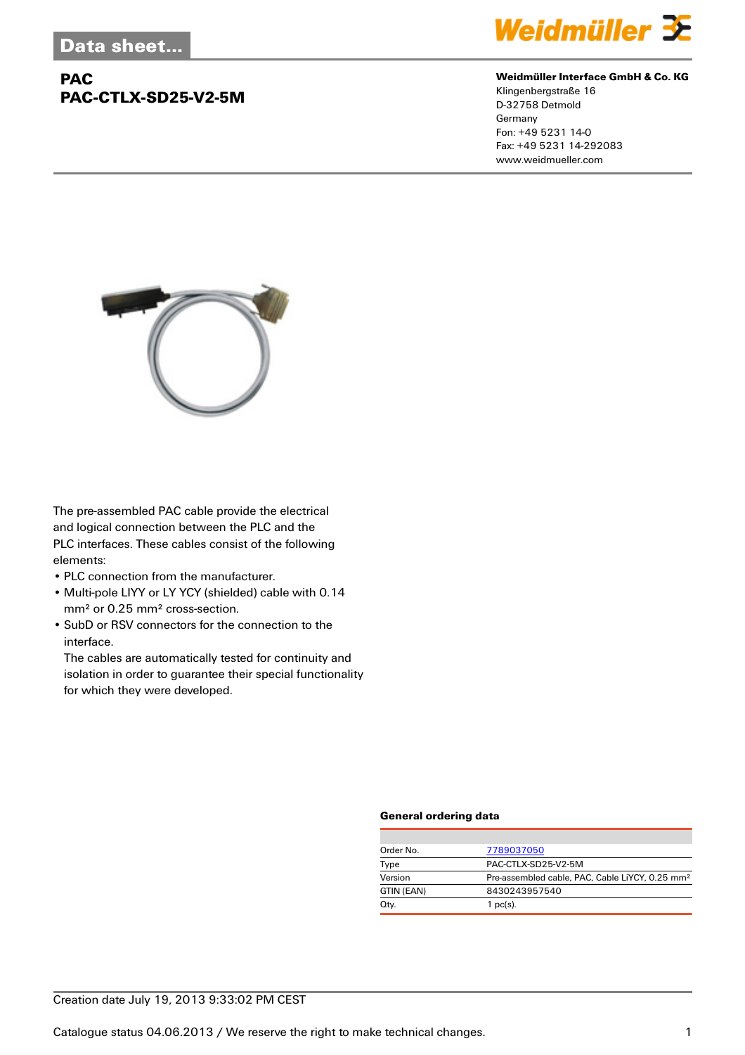Data sheet...

# PAC
# PAC-CTLX-SD25-V2-5M

**Weidmüller Interface GmbH & Co. KG**
Klingenbergstraße 16
D-32758 Detmold
Germany
Fon: +49 5231 14-0
Fax: +49 5231 14-292083
www.weidmueller.com

The pre-assembled PAC cable provide the electrical and logical connection between the PLC and the PLC interfaces. These cables consist of the following elements:

- PLC connection from the manufacturer.
- Multi-pole LIYY or LY YCY (shielded) cable with 0.14 mm² or 0.25 mm² cross-section.
- SubD or RSV connectors for the connection to the interface.
  The cables are automatically tested for continuity and isolation in order to guarantee their special functionality for which they were developed.

### General ordering data

| | |
|---|---|
| Order No. | 7789037050 |
| Type | PAC-CTLX-SD25-V2-5M |
| Version | Pre-assembled cable, PAC, Cable LiYCY, 0.25 mm² |
| GTIN (EAN) | 8430243957540 |
| Qty. | 1 pc(s). |

Creation date July 19, 2013 9:33:02 PM CEST

Catalogue status 04.06.2013 / We reserve the right to make technical changes.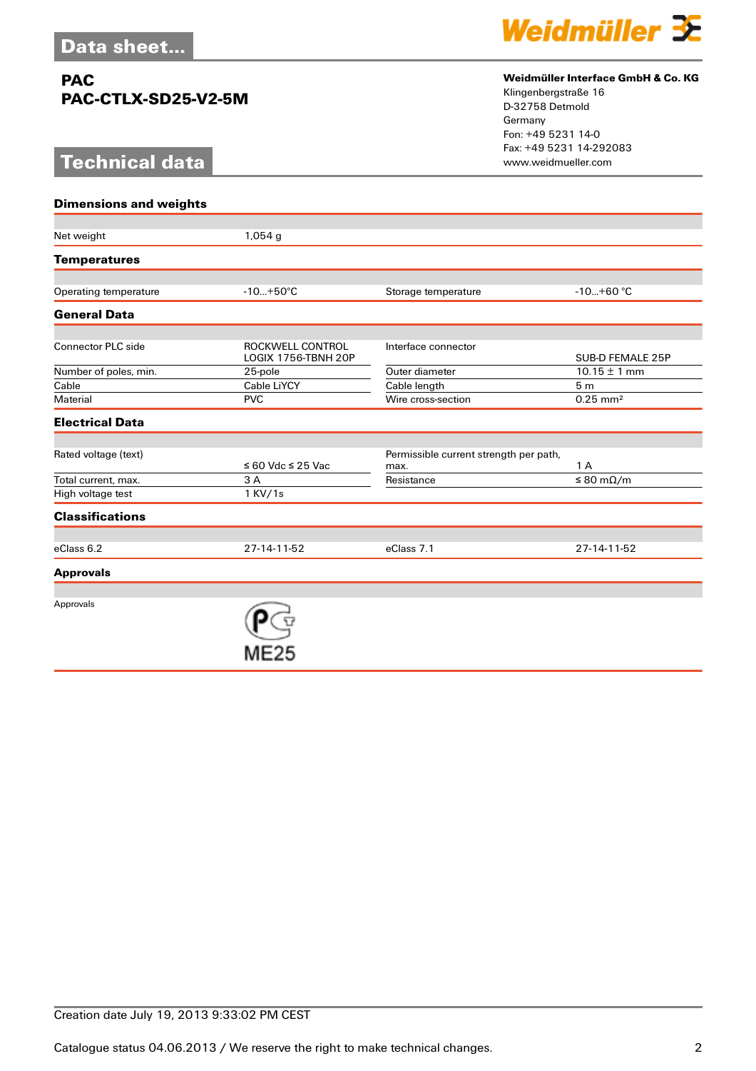# Data sheet...

## PAC
## PAC-CTLX-SD25-V2-5M

**Weidmüller Interface GmbH & Co. KG**
Klingenbergstraße 16
D-32758 Detmold
Germany
Fon: +49 5231 14-0
Fax: +49 5231 14-292083
www.weidmueller.com

# Technical data

### Dimensions and weights

| | |
|---|---|
| Net weight | 1,054 g |

### Temperatures

| | | | |
|---|---|---|---|
| Operating temperature | -10...+50°C | Storage temperature | -10...+60 °C |

### General Data

| | | | |
|---|---|---|---|
| Connector PLC side | ROCKWELL CONTROL LOGIX 1756-TBNH 20P | Interface connector | SUB-D FEMALE 25P |
| Number of poles, min. | 25-pole | Outer diameter | 10.15 ± 1 mm |
| Cable | Cable LiYCY | Cable length | 5 m |
| Material | PVC | Wire cross-section | 0.25 mm² |

### Electrical Data

| | | | |
|---|---|---|---|
| Rated voltage (text) | ≤ 60 Vdc ≤ 25 Vac | Permissible current strength per path, max. | 1 A |
| Total current, max. | 3 A | Resistance | ≤ 80 mΩ/m |
| High voltage test | 1 KV/1s | | |

### Classifications

| | | | |
|---|---|---|---|
| eClass 6.2 | 27-14-11-52 | eClass 7.1 | 27-14-11-52 |

### Approvals

Approvals

ME25

Creation date July 19, 2013 9:33:02 PM CEST

Catalogue status 04.06.2013 / We reserve the right to make technical changes.